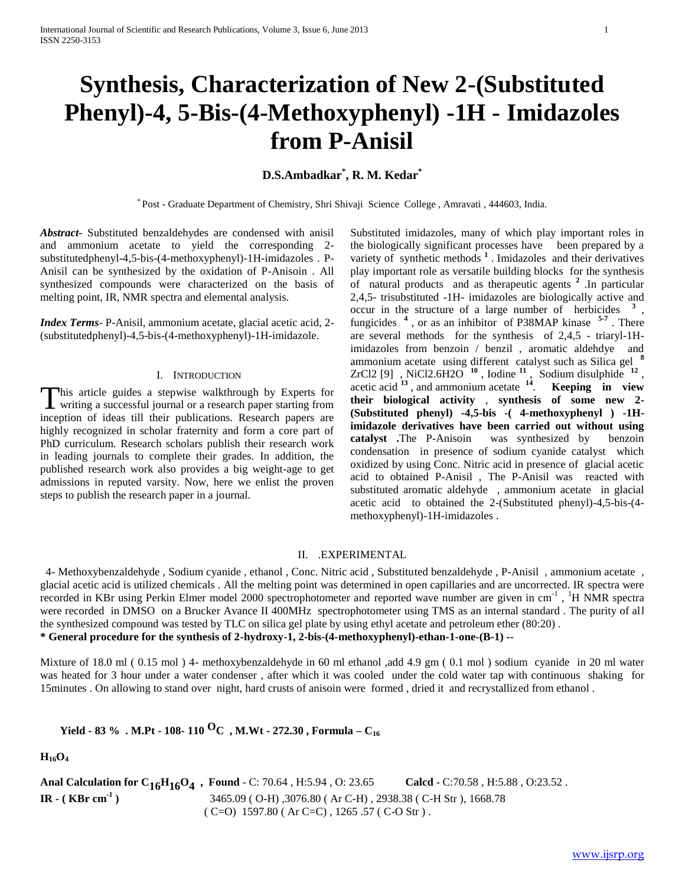# Synthesis, Characterization of New 2-(Substituted Phenyl)-4, 5-Bis-(4-Methoxyphenyl) -1H - Imidazoles from P-Anisil

**D.S.Ambadkar*, R. M. Kedar***

\* Post - Graduate Department of Chemistry, Shri Shivaji Science College , Amravati , 444603, India.

***Abstract-*** Substituted benzaldehydes are condensed with anisil and ammonium acetate to yield the corresponding 2-substitutedphenyl-4,5-bis-(4-methoxyphenyl)-1H-imidazoles . P-Anisil can be synthesized by the oxidation of P-Anisoin . All synthesized compounds were characterized on the basis of melting point, IR, NMR spectra and elemental analysis.

***Index Terms-*** P-Anisil, ammonium acetate, glacial acetic acid, 2-(substitutedphenyl)-4,5-bis-(4-methoxyphenyl)-1H-imidazole.

## I. Introduction

This article guides a stepwise walkthrough by Experts for writing a successful journal or a research paper starting from inception of ideas till their publications. Research papers are highly recognized in scholar fraternity and form a core part of PhD curriculum. Research scholars publish their research work in leading journals to complete their grades. In addition, the published research work also provides a big weight-age to get admissions in reputed varsity. Now, here we enlist the proven steps to publish the research paper in a journal.

Substituted imidazoles, many of which play important roles in the biologically significant processes have been prepared by a variety of synthetic methods [1] . Imidazoles and their derivatives play important role as versatile building blocks for the synthesis of natural products and as therapeutic agents [2] .In particular 2,4,5- trisubstituted -1H- imidazoles are biologically active and occur in the structure of a large number of herbicides [3] , fungicides [4] , or as an inhibitor of P38MAP kinase [5-7] . There are several methods for the synthesis of 2,4,5 - triaryl-1H-imidazoles from benzoin / benzil , aromatic aldehdye and ammonium acetate using different catalyst such as Silica gel [8] $ZrCl_2$ [9] , $NiCl_2.6H_2O$ [10] , Iodine [11] , Sodium disulphide [12] , acetic acid [13] , and ammonium acetate [14]. **Keeping in view their biological activity , synthesis of some new 2-(Substituted phenyl) -4,5-bis -( 4-methoxyphenyl ) -1H-imidazole derivatives have been carried out without using catalyst .**The P-Anisoin was synthesized by benzoin condensation in presence of sodium cyanide catalyst which oxidized by using Conc. Nitric acid in presence of glacial acetic acid to obtained P-Anisil , The P-Anisil was reacted with substituted aromatic aldehyde , ammonium acetate in glacial acetic acid to obtained the 2-(Substituted phenyl)-4,5-bis-(4-methoxyphenyl)-1H-imidazoles .

## II. .Experimental

4- Methoxybenzaldehyde , Sodium cyanide , ethanol , Conc. Nitric acid , Substituted benzaldehyde , P-Anisil , ammonium acetate , glacial acetic acid is utilized chemicals . All the melting point was determined in open capillaries and are uncorrected. IR spectra were recorded in KBr using Perkin Elmer model 2000 spectrophotometer and reported wave number are given in $cm^{-1}$ , $^1H$ NMR spectra were recorded in DMSO on a Brucker Avance II 400MHz spectrophotometer using TMS as an internal standard . The purity of all the synthesized compound was tested by TLC on silica gel plate by using ethyl acetate and petroleum ether (80:20) .

**\* General procedure for the synthesis of 2-hydroxy-1, 2-bis-(4-methoxyphenyl)-ethan-1-one-(B-1) --**

Mixture of 18.0 ml ( 0.15 mol ) 4- methoxybenzaldehyde in 60 ml ethanol ,add 4.9 gm ( 0.1 mol ) sodium cyanide in 20 ml water was heated for 3 hour under a water condenser , after which it was cooled under the cold water tap with continuous shaking for 15minutes . On allowing to stand over night, hard crusts of anisoin were formed , dried it and recrystallized from ethanol .

**Yield - 83 % . M.Pt - 108- 110 $^{O}C$ , M.Wt - 272.30 , Formula – $C_{16}H_{16}O_4$**

**Anal Calculation for $C_{16}H_{16}O_4$ , Found** - C: 70.64 , H:5.94 , O: 23.65 **Calcd** - C:70.58 , H:5.88 , O:23.52 .

**IR - ( KBr $cm^{-1}$ )** 3465.09 ( O-H) ,3076.80 ( Ar C-H) , 2938.38 ( C-H Str ), 1668.78 ( C=O) 1597.80 ( Ar C=C) , 1265 .57 ( C-O Str ) .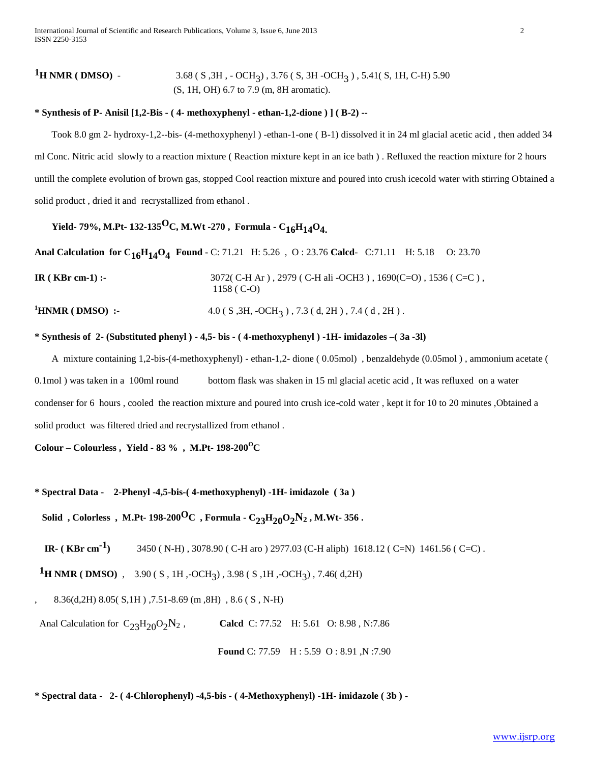**$^1$H NMR ( DMSO)** - 3.68 ( S ,3H , - $OCH_3$) , 3.76 ( S, 3H -$OCH_3$ ) , 5.41( S, 1H, C-H) 5.90 (S, 1H, OH) 6.7 to 7.9 (m, 8H aromatic).

**\* Synthesis of P- Anisil [1,2-Bis - ( 4- methoxyphenyl - ethan-1,2-dione ) ] ( B-2) --**

Took 8.0 gm 2- hydroxy-1,2--bis- (4-methoxyphenyl ) -ethan-1-one ( B-1) dissolved it in 24 ml glacial acetic acid , then added 34 ml Conc. Nitric acid slowly to a reaction mixture ( Reaction mixture kept in an ice bath ) . Refluxed the reaction mixture for 2 hours untill the complete evolution of brown gas, stopped Cool reaction mixture and poured into crush icecold water with stirring Obtained a solid product , dried it and recrystallized from ethanol .

**Yield- 79%, M.Pt- 132-135$^O$C, M.Wt -270 , Formula - $C_{16}H_{14}O_4$.**

**Anal Calculation for $C_{16}H_{14}O_4$ Found** - C: 71.21 H: 5.26 , O : 23.76 **Calcd**- C:71.11 H: 5.18 O: 23.70

**IR ( KBr cm-1) :-** 3072( C-H Ar ) , 2979 ( C-H ali -OCH3 ) , 1690(C=O) , 1536 ( C=C ) , 1158 ( C-O)

**$^1$HNMR ( DMSO) :-** 4.0 ( S ,3H, -$OCH_3$ ) , 7.3 ( d, 2H ) , 7.4 ( d , 2H ) .

**\* Synthesis of 2- (Substituted phenyl ) - 4,5- bis - ( 4-methoxyphenyl ) -1H- imidazoles –( 3a -3l)**

A mixture containing 1,2-bis-(4-methoxyphenyl) - ethan-1,2- dione ( 0.05mol) , benzaldehyde (0.05mol ) , ammonium acetate ( 0.1mol ) was taken in a 100ml round bottom flask was shaken in 15 ml glacial acetic acid , It was refluxed on a water condenser for 6 hours , cooled the reaction mixture and poured into crush ice-cold water , kept it for 10 to 20 minutes ,Obtained a solid product was filtered dried and recrystallized from ethanol .

**Colour – Colourless , Yield - 83 % , M.Pt- 198-200$^O$C**

**\* Spectral Data - 2-Phenyl -4,5-bis-( 4-methoxyphenyl) -1H- imidazole ( 3a )**

**Solid , Colorless , M.Pt- 198-200$^O$C , Formula - $C_{23}H_{20}O_2N_2$ , M.Wt- 356 .**

**IR- ( KBr cm$^{-1}$)** 3450 ( N-H) , 3078.90 ( C-H aro ) 2977.03 (C-H aliph) 1618.12 ( C=N) 1461.56 ( C=C) .

**$^1$H NMR ( DMSO)** , 3.90 ( S , 1H ,-$OCH_3$) , 3.98 ( S ,1H ,-$OCH_3$) , 7.46( d,2H) , 8.36(d,2H) 8.05( S,1H ) ,7.51-8.69 (m ,8H) , 8.6 ( S , N-H)

Anal Calculation for $C_{23}H_{20}O_2N_2$ , **Calcd** C: 77.52 H: 5.61 O: 8.98 , N:7.86

**Found** C: 77.59 H : 5.59 O : 8.91 ,N :7.90

**\* Spectral data - 2- ( 4-Chlorophenyl) -4,5-bis - ( 4-Methoxyphenyl) -1H- imidazole ( 3b ) -**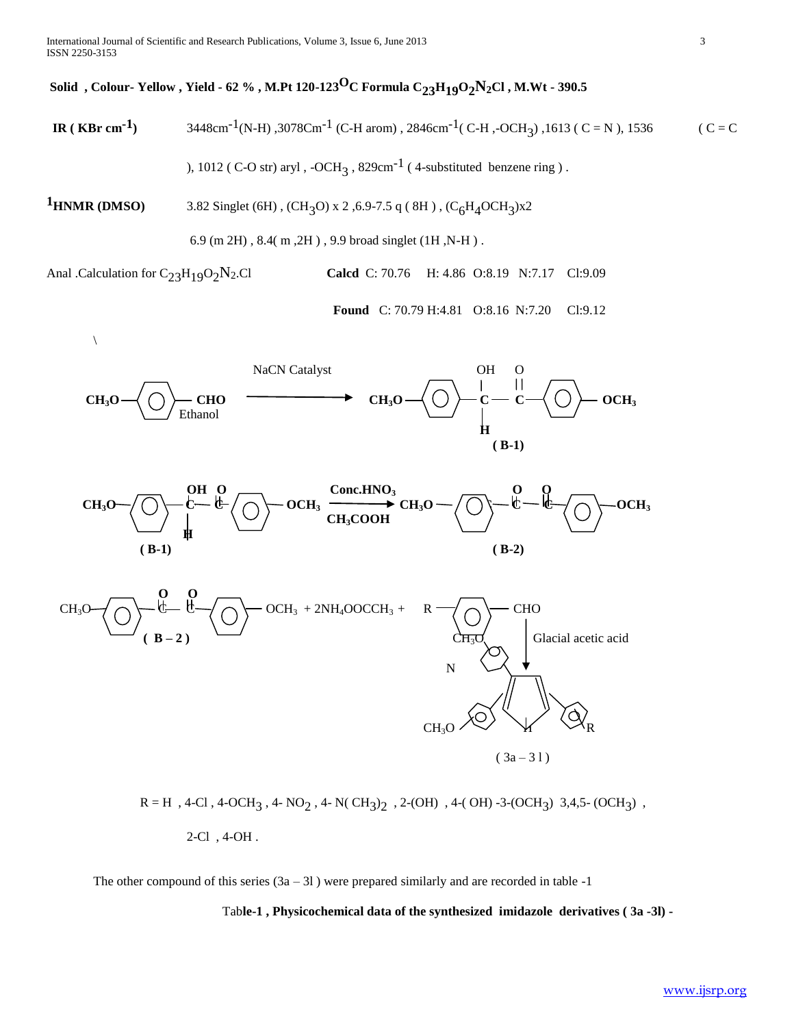**Solid , Colour- Yellow , Yield - 62 % , M.Pt 120-123$^{O}$C Formula $C_{23}H_{19}O_2N_2Cl$ , M.Wt - 390.5**

**IR ( KBr cm$^{-1}$)** 3448cm$^{-1}$(N-H) ,3078Cm$^{-1}$ (C-H arom) , 2846cm$^{-1}$( C-H ,-$OCH_3$) ,1613 ( C = N ), 1536 ( C = C ), 1012 ( C-O str) aryl , -$OCH_3$ , 829cm$^{-1}$ ( 4-substituted benzene ring ) .

**$^1$HNMR (DMSO)** 3.82 Singlet (6H) , ($CH_3O$) x 2 ,6.9-7.5 q ( 8H ) , ($C_6H_4OCH_3$)x2 6.9 (m 2H) , 8.4( m ,2H ) , 9.9 broad singlet (1H ,N-H ) .

Anal .Calculation for $C_{23}H_{19}O_2N_2$.Cl **Calcd** C: 70.76 H: 4.86 O:8.19 N:7.17 Cl:9.09

**Found** C: 70.79 H:4.81 O:8.16 N:7.20 Cl:9.12

R = H , 4-Cl , 4-$OCH_3$ , 4- $NO_2$ , 4- N( $CH_3$)$_2$ , 2-(OH) , 4-( OH) -3-($OCH_3$) 3,4,5- ($OCH_3$) , 2-Cl , 4-OH .

The other compound of this series (3a – 3l ) were prepared similarly and are recorded in table -1

**Table-1 , Physicochemical data of the synthesized imidazole derivatives ( 3a -3l) -**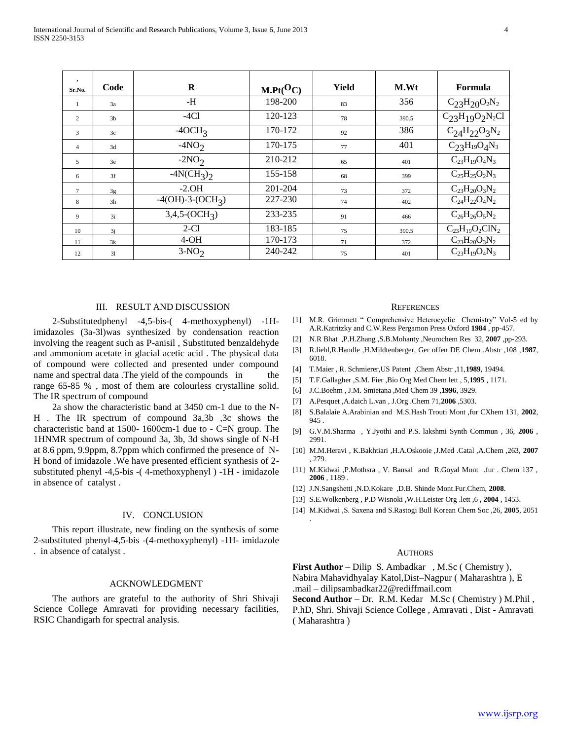| Sr.No. | Code | R | M.Pt($^{O}C$) | Yield | M.Wt | Formula |
|---|---|---|---|---|---|---|
| 1 | 3a | -H | 198-200 | 83 | 356 | $C_{23}H_{20}O_2N_2$ |
| 2 | 3b | -4Cl | 120-123 | 78 | 390.5 | $C_{23}H_{19}O_2N_2Cl$ |
| 3 | 3c | -4$OCH_3$ | 170-172 | 92 | 386 | $C_{24}H_{22}O_3N_2$ |
| 4 | 3d | -4$NO_2$ | 170-175 | 77 | 401 | $C_{23}H_{19}O_4N_3$ |
| 5 | 3e | -2$NO_2$ | 210-212 | 65 | 401 | $C_{23}H_{19}O_4N_3$ |
| 6 | 3f | -4$N(CH_3)_2$ | 155-158 | 68 | 399 | $C_{25}H_{25}O_2N_3$ |
| 7 | 3g | -2.OH | 201-204 | 73 | 372 | $C_{23}H_{20}O_3N_2$ |
| 8 | 3h | -4(OH)-3-($OCH_3$) | 227-230 | 74 | 402 | $C_{24}H_{22}O_4N_2$ |
| 9 | 3i | 3,4,5-($OCH_3$) | 233-235 | 91 | 466 | $C_{26}H_{26}O_5N_2$ |
| 10 | 3j | 2-Cl | 183-185 | 75 | 390.5 | $C_{23}H_{19}O_2ClN_2$ |
| 11 | 3k | 4-OH | 170-173 | 71 | 372 | $C_{23}H_{20}O_3N_2$ |
| 12 | 3l | 3-$NO_2$ | 240-242 | 75 | 401 | $C_{23}H_{19}O_4N_3$ |

## III. RESULT AND DISCUSSION

2-Substitutedphenyl -4,5-bis-( 4-methoxyphenyl) -1H-imidazoles (3a-3l)was synthesized by condensation reaction involving the reagent such as P-anisil , Substituted benzaldehyde and ammonium acetate in glacial acetic acid . The physical data of compound were collected and presented under compound name and spectral data .The yield of the compounds in the range 65-85 % , most of them are colourless crystalline solid. The IR spectrum of compound

2a show the characteristic band at 3450 cm-1 due to the N-H . The IR spectrum of compound 3a,3b ,3c shows the characteristic band at 1500- 1600cm-1 due to - C=N group. The 1HNMR spectrum of compound 3a, 3b, 3d shows single of N-H at 8.6 ppm, 9.9ppm, 8.7ppm which confirmed the presence of N-H bond of imidazole .We have presented efficient synthesis of 2-substituted phenyl -4,5-bis -( 4-methoxyphenyl ) -1H - imidazole in absence of catalyst .

## IV. CONCLUSION

This report illustrate, new finding on the synthesis of some 2-substituted phenyl-4,5-bis -(4-methoxyphenyl) -1H- imidazole . in absence of catalyst .

## ACKNOWLEDGMENT

The authors are grateful to the authority of Shri Shivaji Science College Amravati for providing necessary facilities, RSIC Chandigarh for spectral analysis.

## REFERENCES

[1] M.R. Grimmett " Comprehensive Heterocyclic Chemistry" Vol-5 ed by A.R.Katritzky and C.W.Ress Pergamon Press Oxford **1984** , pp-457.

[2] N.R Bhat ,P.H.Zhang ,S.B.Mohanty ,Neurochem Res 32, **2007** ,pp-293.

[3] R.liebl,R.Handle ,H.Mildtenberger, Ger offen DE Chem .Abstr ,108 ,**1987**, 6018.

[4] T.Maier , R. Schmierer,US Patent ,Chem Abstr ,11,**1989**, 19494.

[5] T.F.Gallagher ,S.M. Fier ,Bio Org Med Chem lett , 5,**1995** , 1171.

[6] J.C.Boehm , J.M. Smietana ,Med Chem 39 ,**1996**, 3929.

[7] A.Pesquet ,A.daich L.van , J.Org .Chem 71,**2006** ,5303.

[8] S.Balalaie A.Arabinian and M.S.Hash Trouti Mont ,fur CXhem 131, **2002**, 945 .

[9] G.V.M.Sharma , Y.Jyothi and P.S. lakshmi Synth Commun , 36, **2006** , 2991.

[10] M.M.Heravi , K.Bakhtiari ,H.A.Oskooie ,J.Med .Catal ,A.Chem ,263, **2007** , 279.

[11] M.Kidwai ,P.Mothsra , V. Bansal and R.Goyal Mont .fur . Chem 137 , **2006** , 1189 .

[12] J.N.Sangshetti ,N.D.Kokare ,D.B. Shinde Mont.Fur.Chem, **2008**.

[13] S.E.Wolkenberg , P.D Wisnoki ,W.H.Leister Org .lett ,6 , **2004** , 1453.

[14] M.Kidwai ,S. Saxena and S.Rastogi Bull Korean Chem Soc ,26, **2005**, 2051 .

## AUTHORS

**First Author** – Dilip S. Ambadkar , M.Sc ( Chemistry ), Nabira Mahavidhyalay Katol,Dist–Nagpur ( Maharashtra ), E .mail – dilipsambadkar22@rediffmail.com

**Second Author** – Dr. R.M. Kedar M.Sc ( Chemistry ) M.Phil , P.hD, Shri. Shivaji Science College , Amravati , Dist - Amravati ( Maharashtra )